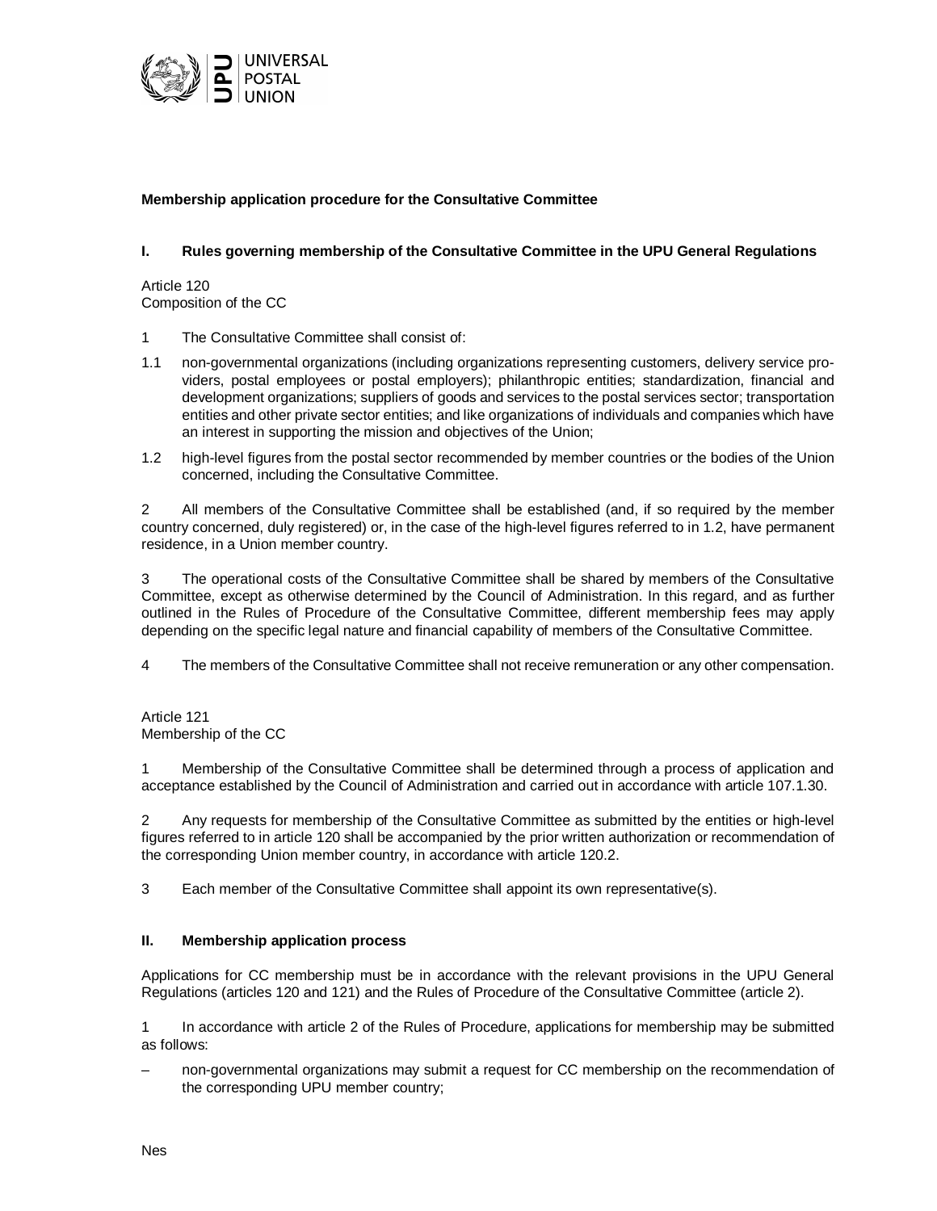**Membership application procedure for the Consultative Committee**

## I. Rules governing membership of the Consultative Committee in the UPU General Regulations

Article 120
Composition of the CC

1 The Consultative Committee shall consist of:

1.1 non-governmental organizations (including organizations representing customers, delivery service providers, postal employees or postal employers); philanthropic entities; standardization, financial and development organizations; suppliers of goods and services to the postal services sector; transportation entities and other private sector entities; and like organizations of individuals and companies which have an interest in supporting the mission and objectives of the Union;

1.2 high-level figures from the postal sector recommended by member countries or the bodies of the Union concerned, including the Consultative Committee.

2 All members of the Consultative Committee shall be established (and, if so required by the member country concerned, duly registered) or, in the case of the high-level figures referred to in 1.2, have permanent residence, in a Union member country.

3 The operational costs of the Consultative Committee shall be shared by members of the Consultative Committee, except as otherwise determined by the Council of Administration. In this regard, and as further outlined in the Rules of Procedure of the Consultative Committee, different membership fees may apply depending on the specific legal nature and financial capability of members of the Consultative Committee.

4 The members of the Consultative Committee shall not receive remuneration or any other compensation.

Article 121
Membership of the CC

1 Membership of the Consultative Committee shall be determined through a process of application and acceptance established by the Council of Administration and carried out in accordance with article 107.1.30.

2 Any requests for membership of the Consultative Committee as submitted by the entities or high-level figures referred to in article 120 shall be accompanied by the prior written authorization or recommendation of the corresponding Union member country, in accordance with article 120.2.

3 Each member of the Consultative Committee shall appoint its own representative(s).

## II. Membership application process

Applications for CC membership must be in accordance with the relevant provisions in the UPU General Regulations (articles 120 and 121) and the Rules of Procedure of the Consultative Committee (article 2).

1 In accordance with article 2 of the Rules of Procedure, applications for membership may be submitted as follows:

– non-governmental organizations may submit a request for CC membership on the recommendation of the corresponding UPU member country;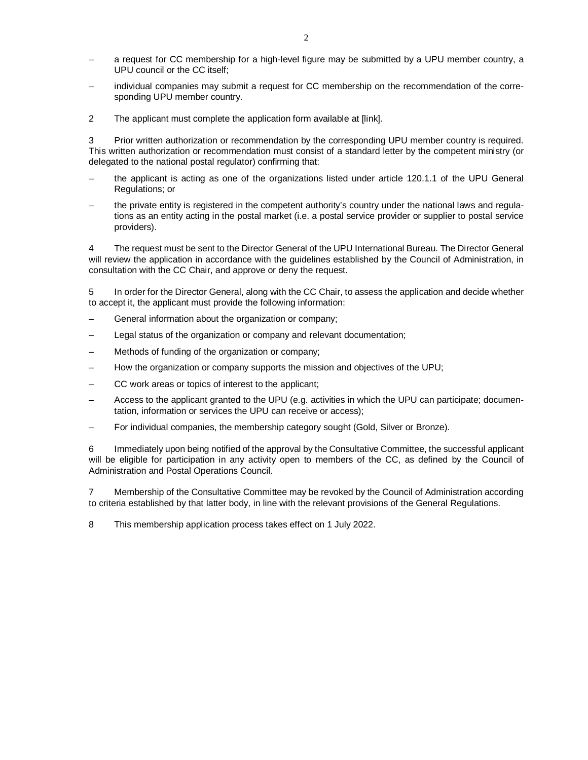– a request for CC membership for a high-level figure may be submitted by a UPU member country, a UPU council or the CC itself;

– individual companies may submit a request for CC membership on the recommendation of the corresponding UPU member country.

2 The applicant must complete the application form available at [link].

3 Prior written authorization or recommendation by the corresponding UPU member country is required. This written authorization or recommendation must consist of a standard letter by the competent ministry (or delegated to the national postal regulator) confirming that:

– the applicant is acting as one of the organizations listed under article 120.1.1 of the UPU General Regulations; or

– the private entity is registered in the competent authority's country under the national laws and regulations as an entity acting in the postal market (i.e. a postal service provider or supplier to postal service providers).

4 The request must be sent to the Director General of the UPU International Bureau. The Director General will review the application in accordance with the guidelines established by the Council of Administration, in consultation with the CC Chair, and approve or deny the request.

5 In order for the Director General, along with the CC Chair, to assess the application and decide whether to accept it, the applicant must provide the following information:

– General information about the organization or company;

– Legal status of the organization or company and relevant documentation;

– Methods of funding of the organization or company;

– How the organization or company supports the mission and objectives of the UPU;

– CC work areas or topics of interest to the applicant;

– Access to the applicant granted to the UPU (e.g. activities in which the UPU can participate; documentation, information or services the UPU can receive or access);

– For individual companies, the membership category sought (Gold, Silver or Bronze).

6 Immediately upon being notified of the approval by the Consultative Committee, the successful applicant will be eligible for participation in any activity open to members of the CC, as defined by the Council of Administration and Postal Operations Council.

7 Membership of the Consultative Committee may be revoked by the Council of Administration according to criteria established by that latter body, in line with the relevant provisions of the General Regulations.

8 This membership application process takes effect on 1 July 2022.